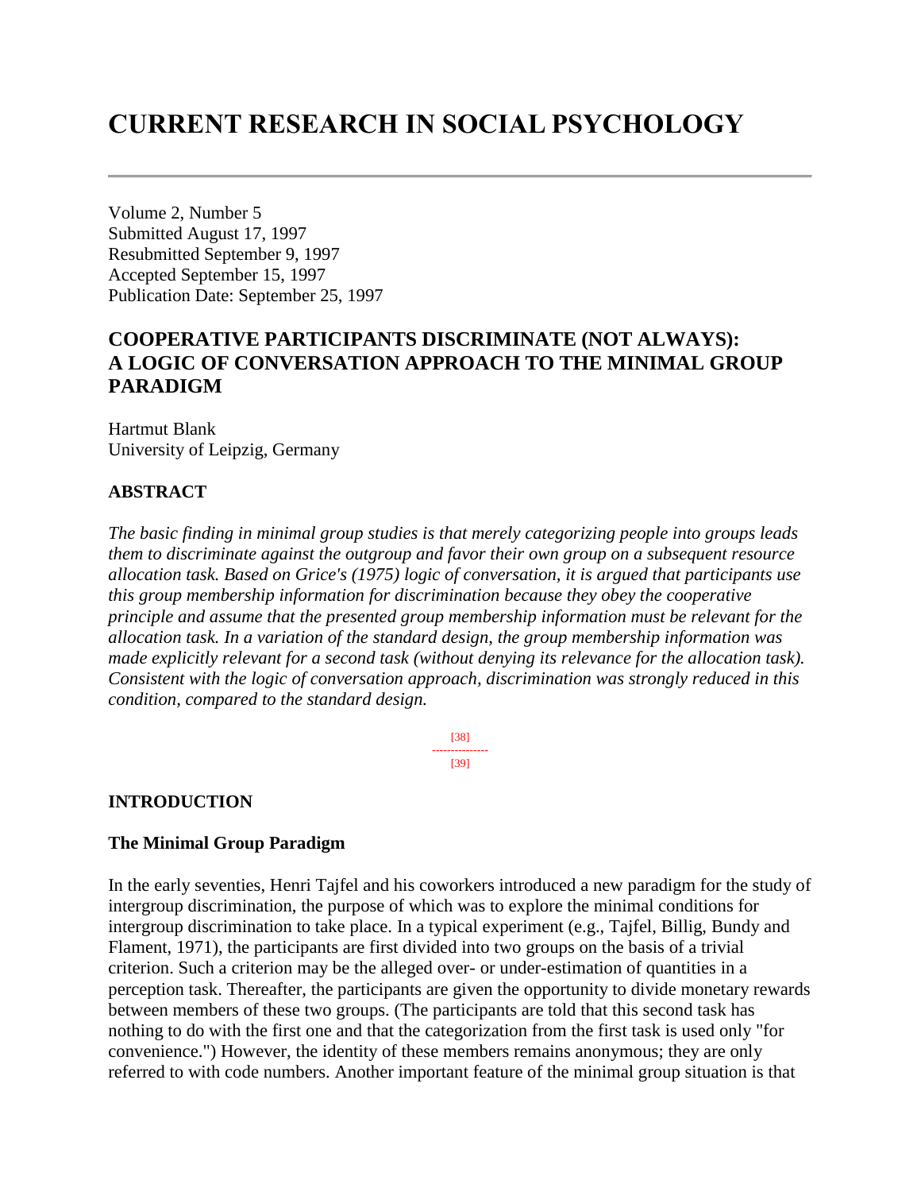# CURRENT RESEARCH IN SOCIAL PSYCHOLOGY

---

Volume 2, Number 5
Submitted August 17, 1997
Resubmitted September 9, 1997
Accepted September 15, 1997
Publication Date: September 25, 1997

## COOPERATIVE PARTICIPANTS DISCRIMINATE (NOT ALWAYS): A LOGIC OF CONVERSATION APPROACH TO THE MINIMAL GROUP PARADIGM

Hartmut Blank
University of Leipzig, Germany

### ABSTRACT

*The basic finding in minimal group studies is that merely categorizing people into groups leads them to discriminate against the outgroup and favor their own group on a subsequent resource allocation task. Based on Grice's (1975) logic of conversation, it is argued that participants use this group membership information for discrimination because they obey the cooperative principle and assume that the presented group membership information must be relevant for the allocation task. In a variation of the standard design, the group membership information was made explicitly relevant for a second task (without denying its relevance for the allocation task). Consistent with the logic of conversation approach, discrimination was strongly reduced in this condition, compared to the standard design.*

### INTRODUCTION

#### The Minimal Group Paradigm

In the early seventies, Henri Tajfel and his coworkers introduced a new paradigm for the study of intergroup discrimination, the purpose of which was to explore the minimal conditions for intergroup discrimination to take place. In a typical experiment (e.g., Tajfel, Billig, Bundy and Flament, 1971), the participants are first divided into two groups on the basis of a trivial criterion. Such a criterion may be the alleged over- or under-estimation of quantities in a perception task. Thereafter, the participants are given the opportunity to divide monetary rewards between members of these two groups. (The participants are told that this second task has nothing to do with the first one and that the categorization from the first task is used only "for convenience.") However, the identity of these members remains anonymous; they are only referred to with code numbers. Another important feature of the minimal group situation is that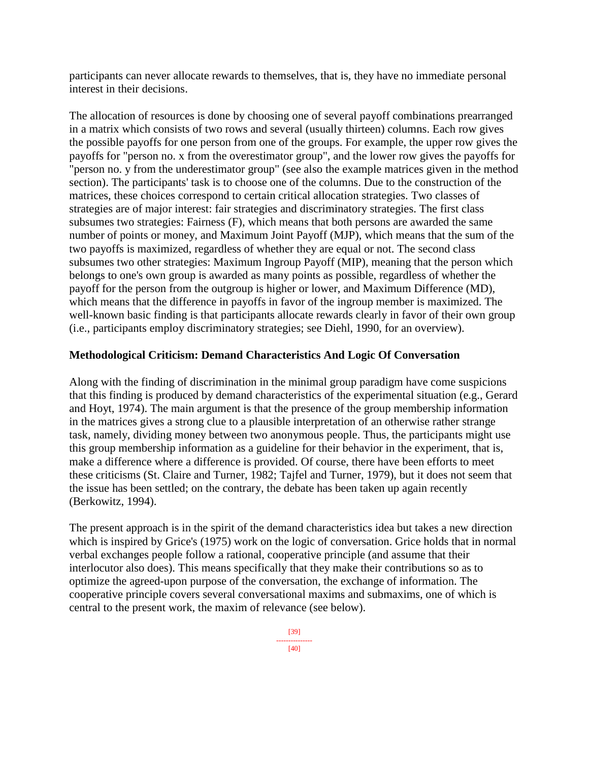participants can never allocate rewards to themselves, that is, they have no immediate personal interest in their decisions.

The allocation of resources is done by choosing one of several payoff combinations prearranged in a matrix which consists of two rows and several (usually thirteen) columns. Each row gives the possible payoffs for one person from one of the groups. For example, the upper row gives the payoffs for "person no. x from the overestimator group", and the lower row gives the payoffs for "person no. y from the underestimator group" (see also the example matrices given in the method section). The participants' task is to choose one of the columns. Due to the construction of the matrices, these choices correspond to certain critical allocation strategies. Two classes of strategies are of major interest: fair strategies and discriminatory strategies. The first class subsumes two strategies: Fairness (F), which means that both persons are awarded the same number of points or money, and Maximum Joint Payoff (MJP), which means that the sum of the two payoffs is maximized, regardless of whether they are equal or not. The second class subsumes two other strategies: Maximum Ingroup Payoff (MIP), meaning that the person which belongs to one's own group is awarded as many points as possible, regardless of whether the payoff for the person from the outgroup is higher or lower, and Maximum Difference (MD), which means that the difference in payoffs in favor of the ingroup member is maximized. The well-known basic finding is that participants allocate rewards clearly in favor of their own group (i.e., participants employ discriminatory strategies; see Diehl, 1990, for an overview).

### Methodological Criticism: Demand Characteristics And Logic Of Conversation

Along with the finding of discrimination in the minimal group paradigm have come suspicions that this finding is produced by demand characteristics of the experimental situation (e.g., Gerard and Hoyt, 1974). The main argument is that the presence of the group membership information in the matrices gives a strong clue to a plausible interpretation of an otherwise rather strange task, namely, dividing money between two anonymous people. Thus, the participants might use this group membership information as a guideline for their behavior in the experiment, that is, make a difference where a difference is provided. Of course, there have been efforts to meet these criticisms (St. Claire and Turner, 1982; Tajfel and Turner, 1979), but it does not seem that the issue has been settled; on the contrary, the debate has been taken up again recently (Berkowitz, 1994).

The present approach is in the spirit of the demand characteristics idea but takes a new direction which is inspired by Grice's (1975) work on the logic of conversation. Grice holds that in normal verbal exchanges people follow a rational, cooperative principle (and assume that their interlocutor also does). This means specifically that they make their contributions so as to optimize the agreed-upon purpose of the conversation, the exchange of information. The cooperative principle covers several conversational maxims and submaxims, one of which is central to the present work, the maxim of relevance (see below).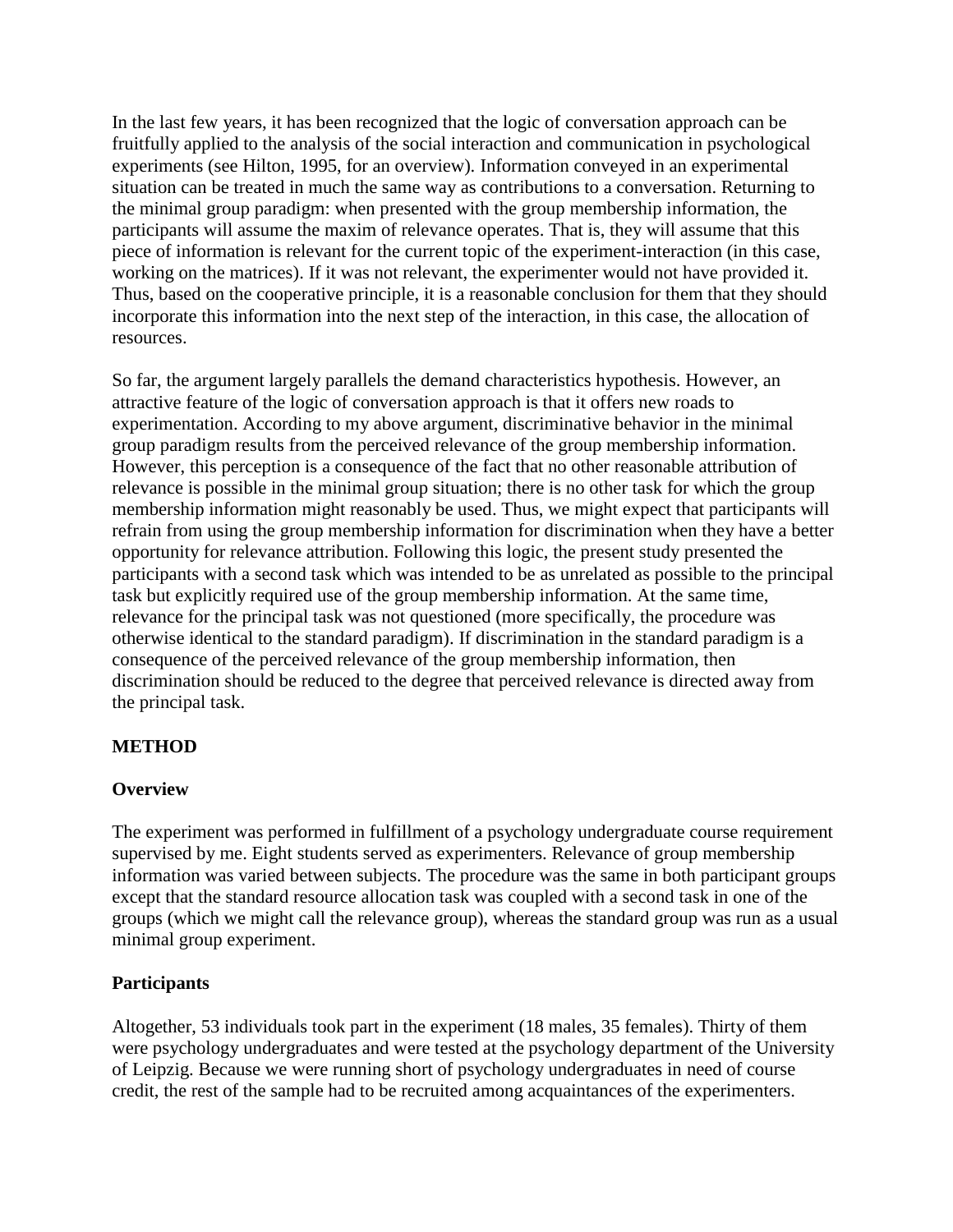In the last few years, it has been recognized that the logic of conversation approach can be fruitfully applied to the analysis of the social interaction and communication in psychological experiments (see Hilton, 1995, for an overview). Information conveyed in an experimental situation can be treated in much the same way as contributions to a conversation. Returning to the minimal group paradigm: when presented with the group membership information, the participants will assume the maxim of relevance operates. That is, they will assume that this piece of information is relevant for the current topic of the experiment-interaction (in this case, working on the matrices). If it was not relevant, the experimenter would not have provided it. Thus, based on the cooperative principle, it is a reasonable conclusion for them that they should incorporate this information into the next step of the interaction, in this case, the allocation of resources.

So far, the argument largely parallels the demand characteristics hypothesis. However, an attractive feature of the logic of conversation approach is that it offers new roads to experimentation. According to my above argument, discriminative behavior in the minimal group paradigm results from the perceived relevance of the group membership information. However, this perception is a consequence of the fact that no other reasonable attribution of relevance is possible in the minimal group situation; there is no other task for which the group membership information might reasonably be used. Thus, we might expect that participants will refrain from using the group membership information for discrimination when they have a better opportunity for relevance attribution. Following this logic, the present study presented the participants with a second task which was intended to be as unrelated as possible to the principal task but explicitly required use of the group membership information. At the same time, relevance for the principal task was not questioned (more specifically, the procedure was otherwise identical to the standard paradigm). If discrimination in the standard paradigm is a consequence of the perceived relevance of the group membership information, then discrimination should be reduced to the degree that perceived relevance is directed away from the principal task.

## METHOD

### Overview

The experiment was performed in fulfillment of a psychology undergraduate course requirement supervised by me. Eight students served as experimenters. Relevance of group membership information was varied between subjects. The procedure was the same in both participant groups except that the standard resource allocation task was coupled with a second task in one of the groups (which we might call the relevance group), whereas the standard group was run as a usual minimal group experiment.

### Participants

Altogether, 53 individuals took part in the experiment (18 males, 35 females). Thirty of them were psychology undergraduates and were tested at the psychology department of the University of Leipzig. Because we were running short of psychology undergraduates in need of course credit, the rest of the sample had to be recruited among acquaintances of the experimenters.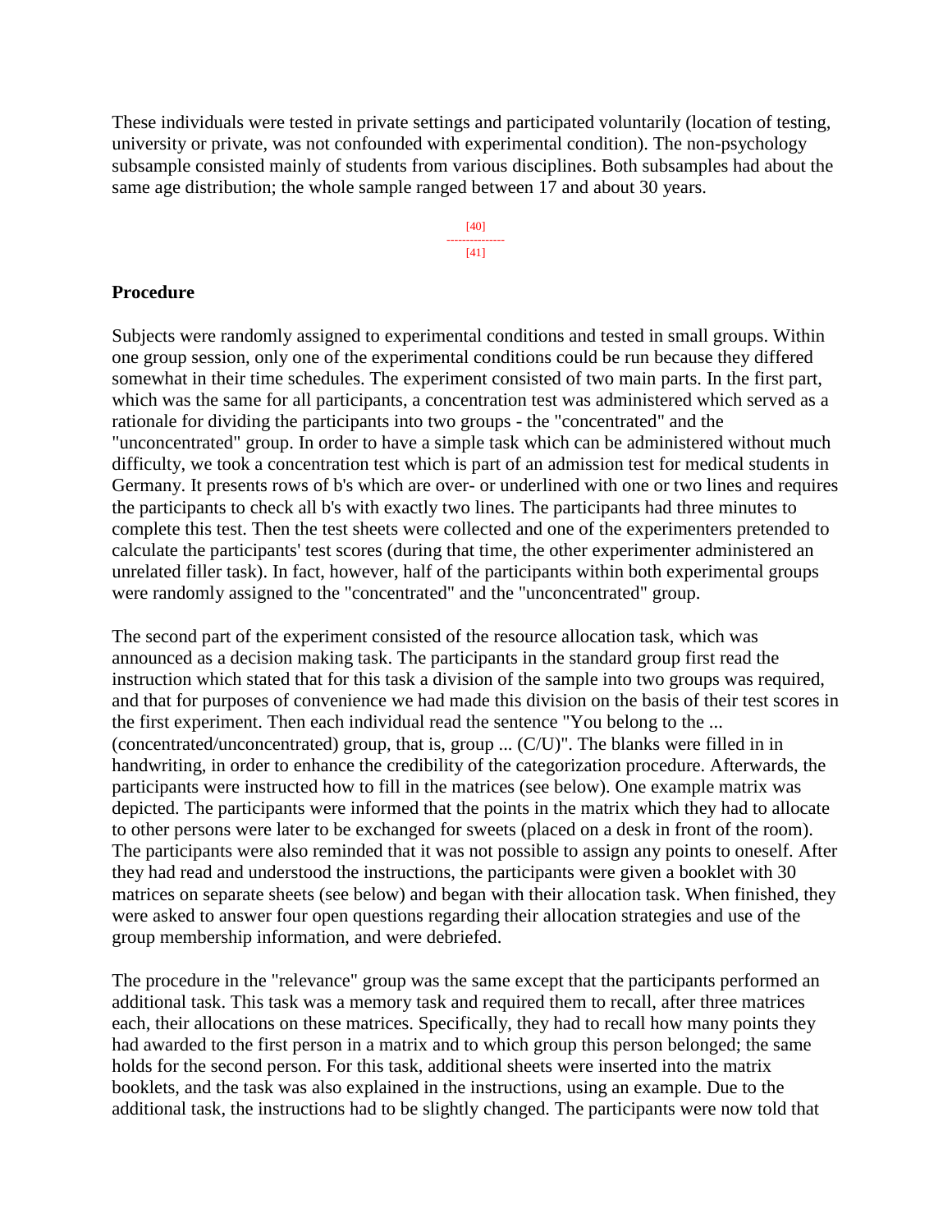These individuals were tested in private settings and participated voluntarily (location of testing, university or private, was not confounded with experimental condition). The non-psychology subsample consisted mainly of students from various disciplines. Both subsamples had about the same age distribution; the whole sample ranged between 17 and about 30 years.

## Procedure

Subjects were randomly assigned to experimental conditions and tested in small groups. Within one group session, only one of the experimental conditions could be run because they differed somewhat in their time schedules. The experiment consisted of two main parts. In the first part, which was the same for all participants, a concentration test was administered which served as a rationale for dividing the participants into two groups - the "concentrated" and the "unconcentrated" group. In order to have a simple task which can be administered without much difficulty, we took a concentration test which is part of an admission test for medical students in Germany. It presents rows of b's which are over- or underlined with one or two lines and requires the participants to check all b's with exactly two lines. The participants had three minutes to complete this test. Then the test sheets were collected and one of the experimenters pretended to calculate the participants' test scores (during that time, the other experimenter administered an unrelated filler task). In fact, however, half of the participants within both experimental groups were randomly assigned to the "concentrated" and the "unconcentrated" group.

The second part of the experiment consisted of the resource allocation task, which was announced as a decision making task. The participants in the standard group first read the instruction which stated that for this task a division of the sample into two groups was required, and that for purposes of convenience we had made this division on the basis of their test scores in the first experiment. Then each individual read the sentence "You belong to the ... (concentrated/unconcentrated) group, that is, group ... (C/U)". The blanks were filled in in handwriting, in order to enhance the credibility of the categorization procedure. Afterwards, the participants were instructed how to fill in the matrices (see below). One example matrix was depicted. The participants were informed that the points in the matrix which they had to allocate to other persons were later to be exchanged for sweets (placed on a desk in front of the room). The participants were also reminded that it was not possible to assign any points to oneself. After they had read and understood the instructions, the participants were given a booklet with 30 matrices on separate sheets (see below) and began with their allocation task. When finished, they were asked to answer four open questions regarding their allocation strategies and use of the group membership information, and were debriefed.

The procedure in the "relevance" group was the same except that the participants performed an additional task. This task was a memory task and required them to recall, after three matrices each, their allocations on these matrices. Specifically, they had to recall how many points they had awarded to the first person in a matrix and to which group this person belonged; the same holds for the second person. For this task, additional sheets were inserted into the matrix booklets, and the task was also explained in the instructions, using an example. Due to the additional task, the instructions had to be slightly changed. The participants were now told that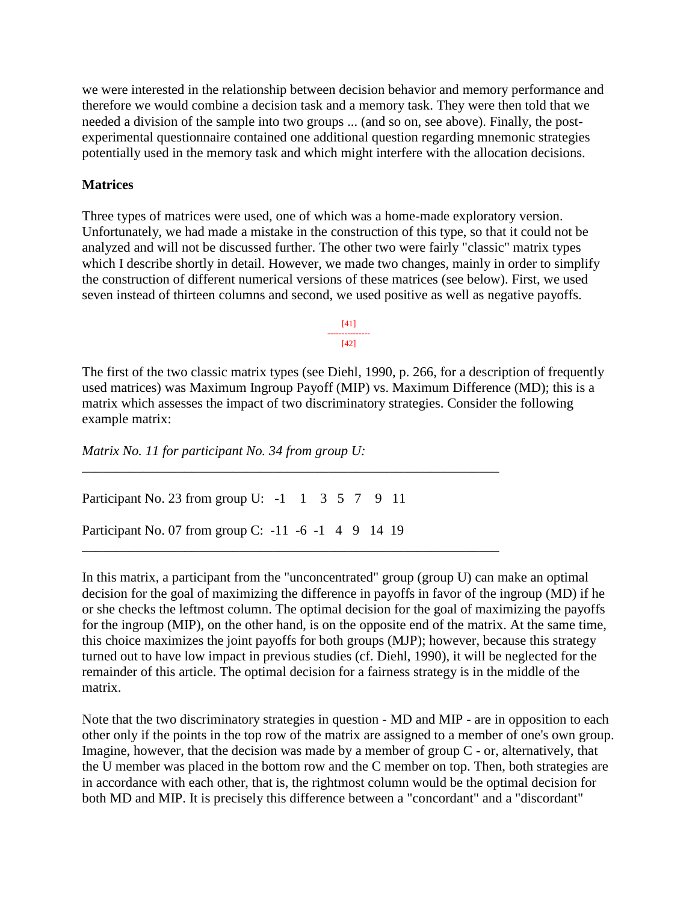we were interested in the relationship between decision behavior and memory performance and therefore we would combine a decision task and a memory task. They were then told that we needed a division of the sample into two groups ... (and so on, see above). Finally, the post-experimental questionnaire contained one additional question regarding mnemonic strategies potentially used in the memory task and which might interfere with the allocation decisions.

**Matrices**

Three types of matrices were used, one of which was a home-made exploratory version. Unfortunately, we had made a mistake in the construction of this type, so that it could not be analyzed and will not be discussed further. The other two were fairly "classic" matrix types which I describe shortly in detail. However, we made two changes, mainly in order to simplify the construction of different numerical versions of these matrices (see below). First, we used seven instead of thirteen columns and second, we used positive as well as negative payoffs.

[41]
---------------
[42]

The first of the two classic matrix types (see Diehl, 1990, p. 266, for a description of frequently used matrices) was Maximum Ingroup Payoff (MIP) vs. Maximum Difference (MD); this is a matrix which assesses the impact of two discriminatory strategies. Consider the following example matrix:

*Matrix No. 11 for participant No. 34 from group U:*

| | | | | | | | |
|---|---|---|---|---|---|---|---|
| Participant No. 23 from group U: | -1 | 1 | 3 | 5 | 7 | 9 | 11 |
| Participant No. 07 from group C: | -11 | -6 | -1 | 4 | 9 | 14 | 19 |

In this matrix, a participant from the "unconcentrated" group (group U) can make an optimal decision for the goal of maximizing the difference in payoffs in favor of the ingroup (MD) if he or she checks the leftmost column. The optimal decision for the goal of maximizing the payoffs for the ingroup (MIP), on the other hand, is on the opposite end of the matrix. At the same time, this choice maximizes the joint payoffs for both groups (MJP); however, because this strategy turned out to have low impact in previous studies (cf. Diehl, 1990), it will be neglected for the remainder of this article. The optimal decision for a fairness strategy is in the middle of the matrix.

Note that the two discriminatory strategies in question - MD and MIP - are in opposition to each other only if the points in the top row of the matrix are assigned to a member of one's own group. Imagine, however, that the decision was made by a member of group C - or, alternatively, that the U member was placed in the bottom row and the C member on top. Then, both strategies are in accordance with each other, that is, the rightmost column would be the optimal decision for both MD and MIP. It is precisely this difference between a "concordant" and a "discordant"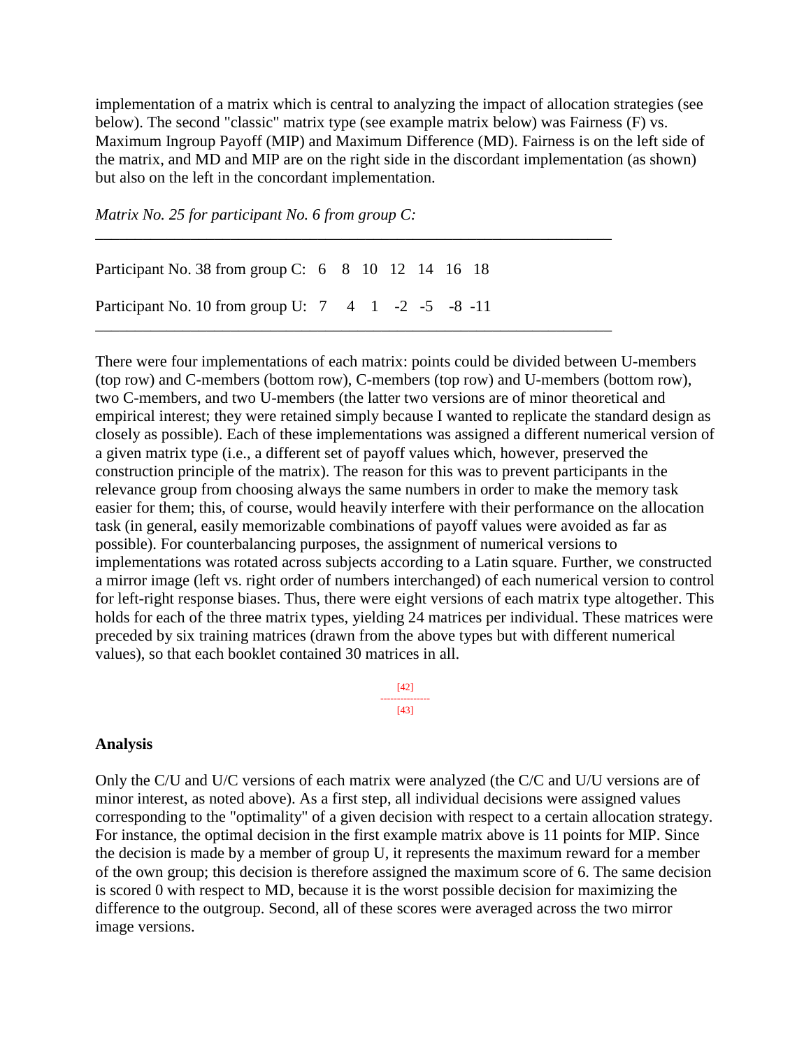implementation of a matrix which is central to analyzing the impact of allocation strategies (see below). The second "classic" matrix type (see example matrix below) was Fairness (F) vs. Maximum Ingroup Payoff (MIP) and Maximum Difference (MD). Fairness is on the left side of the matrix, and MD and MIP are on the right side in the discordant implementation (as shown) but also on the left in the concordant implementation.

*Matrix No. 25 for participant No. 6 from group C:*

| | | | | | | | |
|---|---|---|---|---|---|---|---|
| Participant No. 38 from group C: | 6 | 8 | 10 | 12 | 14 | 16 | 18 |
| Participant No. 10 from group U: | 7 | 4 | 1 | -2 | -5 | -8 | -11 |

There were four implementations of each matrix: points could be divided between U-members (top row) and C-members (bottom row), C-members (top row) and U-members (bottom row), two C-members, and two U-members (the latter two versions are of minor theoretical and empirical interest; they were retained simply because I wanted to replicate the standard design as closely as possible). Each of these implementations was assigned a different numerical version of a given matrix type (i.e., a different set of payoff values which, however, preserved the construction principle of the matrix). The reason for this was to prevent participants in the relevance group from choosing always the same numbers in order to make the memory task easier for them; this, of course, would heavily interfere with their performance on the allocation task (in general, easily memorizable combinations of payoff values were avoided as far as possible). For counterbalancing purposes, the assignment of numerical versions to implementations was rotated across subjects according to a Latin square. Further, we constructed a mirror image (left vs. right order of numbers interchanged) of each numerical version to control for left-right response biases. Thus, there were eight versions of each matrix type altogether. This holds for each of the three matrix types, yielding 24 matrices per individual. These matrices were preceded by six training matrices (drawn from the above types but with different numerical values), so that each booklet contained 30 matrices in all.

[42]
---------------
[43]

**Analysis**

Only the C/U and U/C versions of each matrix were analyzed (the C/C and U/U versions are of minor interest, as noted above). As a first step, all individual decisions were assigned values corresponding to the "optimality" of a given decision with respect to a certain allocation strategy. For instance, the optimal decision in the first example matrix above is 11 points for MIP. Since the decision is made by a member of group U, it represents the maximum reward for a member of the own group; this decision is therefore assigned the maximum score of 6. The same decision is scored 0 with respect to MD, because it is the worst possible decision for maximizing the difference to the outgroup. Second, all of these scores were averaged across the two mirror image versions.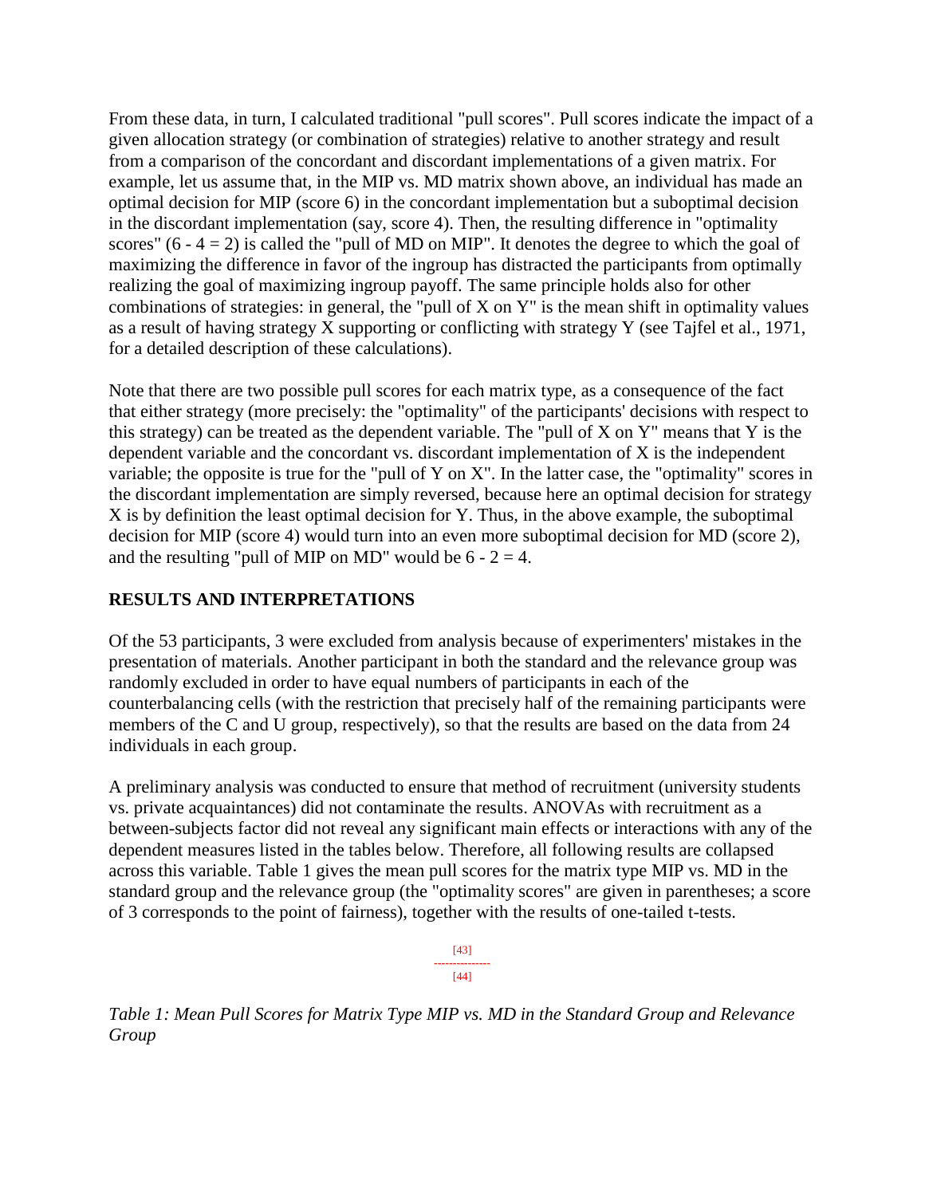From these data, in turn, I calculated traditional "pull scores". Pull scores indicate the impact of a given allocation strategy (or combination of strategies) relative to another strategy and result from a comparison of the concordant and discordant implementations of a given matrix. For example, let us assume that, in the MIP vs. MD matrix shown above, an individual has made an optimal decision for MIP (score 6) in the concordant implementation but a suboptimal decision in the discordant implementation (say, score 4). Then, the resulting difference in "optimality scores" (6 - 4 = 2) is called the "pull of MD on MIP". It denotes the degree to which the goal of maximizing the difference in favor of the ingroup has distracted the participants from optimally realizing the goal of maximizing ingroup payoff. The same principle holds also for other combinations of strategies: in general, the "pull of X on Y" is the mean shift in optimality values as a result of having strategy X supporting or conflicting with strategy Y (see Tajfel et al., 1971, for a detailed description of these calculations).

Note that there are two possible pull scores for each matrix type, as a consequence of the fact that either strategy (more precisely: the "optimality" of the participants' decisions with respect to this strategy) can be treated as the dependent variable. The "pull of X on Y" means that Y is the dependent variable and the concordant vs. discordant implementation of X is the independent variable; the opposite is true for the "pull of Y on X". In the latter case, the "optimality" scores in the discordant implementation are simply reversed, because here an optimal decision for strategy X is by definition the least optimal decision for Y. Thus, in the above example, the suboptimal decision for MIP (score 4) would turn into an even more suboptimal decision for MD (score 2), and the resulting "pull of MIP on MD" would be 6 - 2 = 4.

## RESULTS AND INTERPRETATIONS

Of the 53 participants, 3 were excluded from analysis because of experimenters' mistakes in the presentation of materials. Another participant in both the standard and the relevance group was randomly excluded in order to have equal numbers of participants in each of the counterbalancing cells (with the restriction that precisely half of the remaining participants were members of the C and U group, respectively), so that the results are based on the data from 24 individuals in each group.

A preliminary analysis was conducted to ensure that method of recruitment (university students vs. private acquaintances) did not contaminate the results. ANOVAs with recruitment as a between-subjects factor did not reveal any significant main effects or interactions with any of the dependent measures listed in the tables below. Therefore, all following results are collapsed across this variable. Table 1 gives the mean pull scores for the matrix type MIP vs. MD in the standard group and the relevance group (the "optimality scores" are given in parentheses; a score of 3 corresponds to the point of fairness), together with the results of one-tailed t-tests.

*Table 1: Mean Pull Scores for Matrix Type MIP vs. MD in the Standard Group and Relevance Group*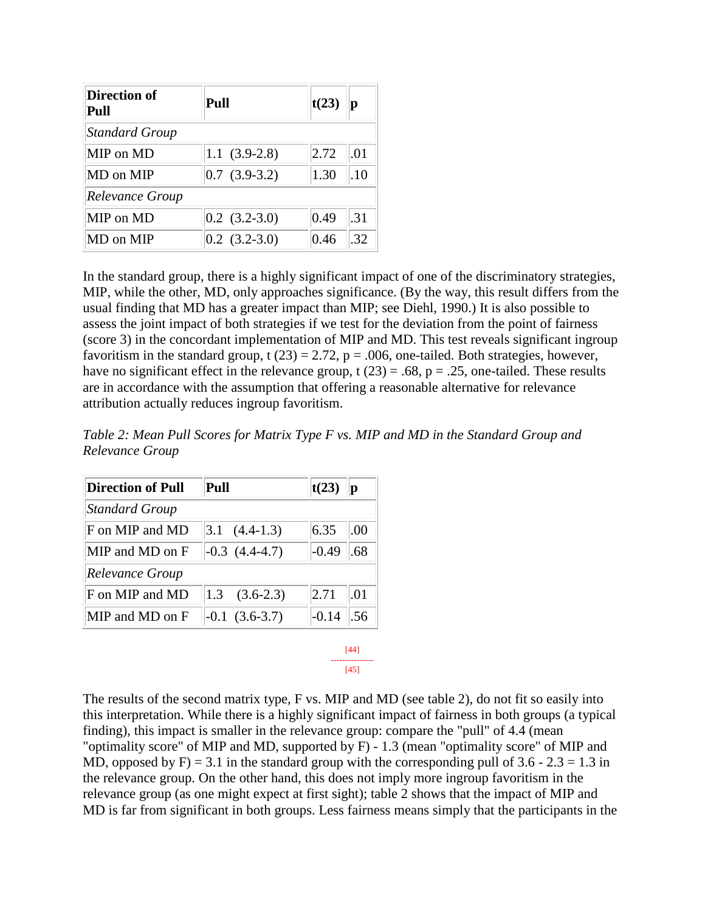| Direction of Pull | Pull | t(23) | p |
|---|---|---|---|
| *Standard Group* | | | |
| MIP on MD | 1.1 (3.9-2.8) | 2.72 | .01 |
| MD on MIP | 0.7 (3.9-3.2) | 1.30 | .10 |
| *Relevance Group* | | | |
| MIP on MD | 0.2 (3.2-3.0) | 0.49 | .31 |
| MD on MIP | 0.2 (3.2-3.0) | 0.46 | .32 |

In the standard group, there is a highly significant impact of one of the discriminatory strategies, MIP, while the other, MD, only approaches significance. (By the way, this result differs from the usual finding that MD has a greater impact than MIP; see Diehl, 1990.) It is also possible to assess the joint impact of both strategies if we test for the deviation from the point of fairness (score 3) in the concordant implementation of MIP and MD. This test reveals significant ingroup favoritism in the standard group, $t(23) = 2.72$, $p = .006$, one-tailed. Both strategies, however, have no significant effect in the relevance group, $t(23) = .68$, $p = .25$, one-tailed. These results are in accordance with the assumption that offering a reasonable alternative for relevance attribution actually reduces ingroup favoritism.

*Table 2: Mean Pull Scores for Matrix Type F vs. MIP and MD in the Standard Group and Relevance Group*

| Direction of Pull | Pull | t(23) | p |
|---|---|---|---|
| *Standard Group* | | | |
| F on MIP and MD | 3.1 (4.4-1.3) | 6.35 | .00 |
| MIP and MD on F | -0.3 (4.4-4.7) | -0.49 | .68 |
| *Relevance Group* | | | |
| F on MIP and MD | 1.3 (3.6-2.3) | 2.71 | .01 |
| MIP and MD on F | -0.1 (3.6-3.7) | -0.14 | .56 |

The results of the second matrix type, F vs. MIP and MD (see table 2), do not fit so easily into this interpretation. While there is a highly significant impact of fairness in both groups (a typical finding), this impact is smaller in the relevance group: compare the "pull" of 4.4 (mean "optimality score" of MIP and MD, supported by F) - 1.3 (mean "optimality score" of MIP and MD, opposed by F) = 3.1 in the standard group with the corresponding pull of 3.6 - 2.3 = 1.3 in the relevance group. On the other hand, this does not imply more ingroup favoritism in the relevance group (as one might expect at first sight); table 2 shows that the impact of MIP and MD is far from significant in both groups. Less fairness means simply that the participants in the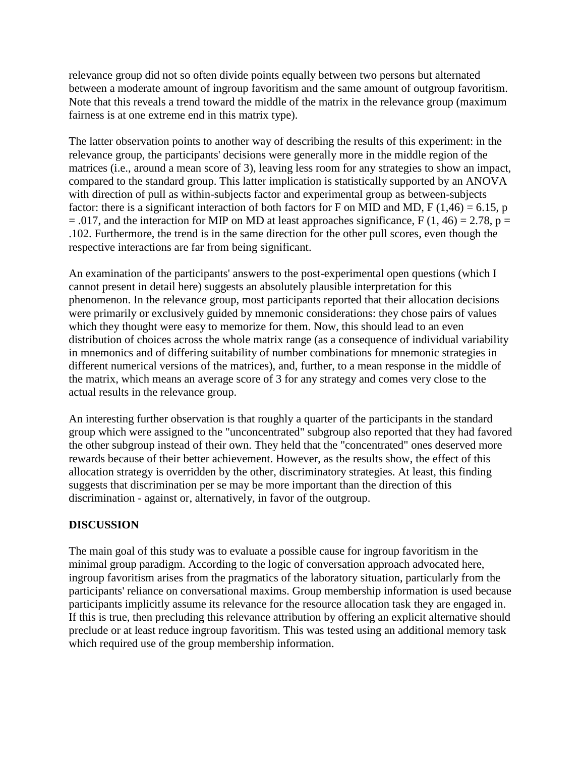relevance group did not so often divide points equally between two persons but alternated between a moderate amount of ingroup favoritism and the same amount of outgroup favoritism. Note that this reveals a trend toward the middle of the matrix in the relevance group (maximum fairness is at one extreme end in this matrix type).

The latter observation points to another way of describing the results of this experiment: in the relevance group, the participants' decisions were generally more in the middle region of the matrices (i.e., around a mean score of 3), leaving less room for any strategies to show an impact, compared to the standard group. This latter implication is statistically supported by an ANOVA with direction of pull as within-subjects factor and experimental group as between-subjects factor: there is a significant interaction of both factors for F on MID and MD, $F(1,46) = 6.15$, $p = .017$, and the interaction for MIP on MD at least approaches significance, $F(1, 46) = 2.78$, $p = .102$. Furthermore, the trend is in the same direction for the other pull scores, even though the respective interactions are far from being significant.

An examination of the participants' answers to the post-experimental open questions (which I cannot present in detail here) suggests an absolutely plausible interpretation for this phenomenon. In the relevance group, most participants reported that their allocation decisions were primarily or exclusively guided by mnemonic considerations: they chose pairs of values which they thought were easy to memorize for them. Now, this should lead to an even distribution of choices across the whole matrix range (as a consequence of individual variability in mnemonics and of differing suitability of number combinations for mnemonic strategies in different numerical versions of the matrices), and, further, to a mean response in the middle of the matrix, which means an average score of 3 for any strategy and comes very close to the actual results in the relevance group.

An interesting further observation is that roughly a quarter of the participants in the standard group which were assigned to the "unconcentrated" subgroup also reported that they had favored the other subgroup instead of their own. They held that the "concentrated" ones deserved more rewards because of their better achievement. However, as the results show, the effect of this allocation strategy is overridden by the other, discriminatory strategies. At least, this finding suggests that discrimination per se may be more important than the direction of this discrimination - against or, alternatively, in favor of the outgroup.

## DISCUSSION

The main goal of this study was to evaluate a possible cause for ingroup favoritism in the minimal group paradigm. According to the logic of conversation approach advocated here, ingroup favoritism arises from the pragmatics of the laboratory situation, particularly from the participants' reliance on conversational maxims. Group membership information is used because participants implicitly assume its relevance for the resource allocation task they are engaged in. If this is true, then precluding this relevance attribution by offering an explicit alternative should preclude or at least reduce ingroup favoritism. This was tested using an additional memory task which required use of the group membership information.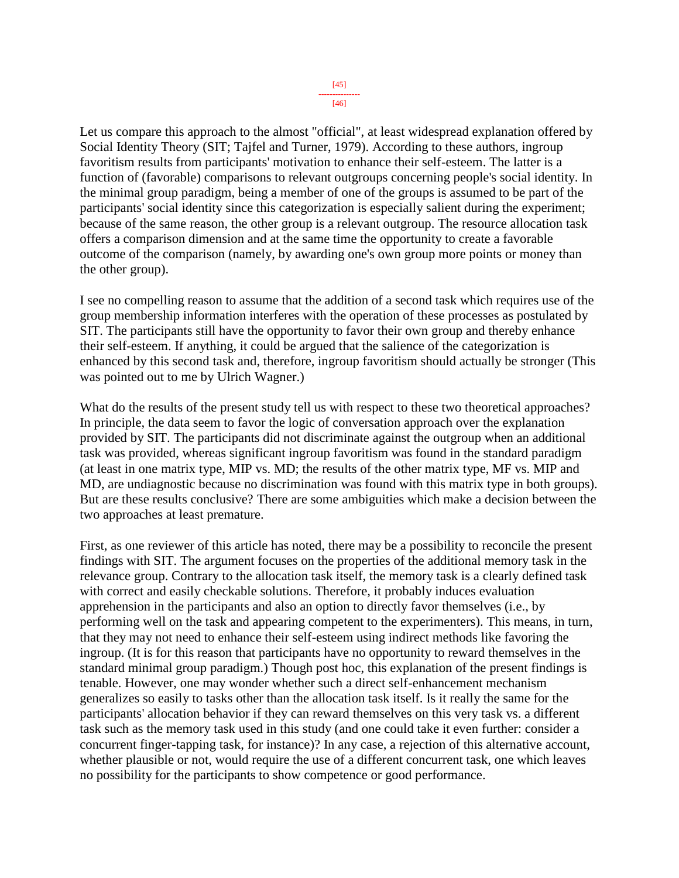Let us compare this approach to the almost "official", at least widespread explanation offered by Social Identity Theory (SIT; Tajfel and Turner, 1979). According to these authors, ingroup favoritism results from participants' motivation to enhance their self-esteem. The latter is a function of (favorable) comparisons to relevant outgroups concerning people's social identity. In the minimal group paradigm, being a member of one of the groups is assumed to be part of the participants' social identity since this categorization is especially salient during the experiment; because of the same reason, the other group is a relevant outgroup. The resource allocation task offers a comparison dimension and at the same time the opportunity to create a favorable outcome of the comparison (namely, by awarding one's own group more points or money than the other group).

I see no compelling reason to assume that the addition of a second task which requires use of the group membership information interferes with the operation of these processes as postulated by SIT. The participants still have the opportunity to favor their own group and thereby enhance their self-esteem. If anything, it could be argued that the salience of the categorization is enhanced by this second task and, therefore, ingroup favoritism should actually be stronger (This was pointed out to me by Ulrich Wagner.)

What do the results of the present study tell us with respect to these two theoretical approaches? In principle, the data seem to favor the logic of conversation approach over the explanation provided by SIT. The participants did not discriminate against the outgroup when an additional task was provided, whereas significant ingroup favoritism was found in the standard paradigm (at least in one matrix type, MIP vs. MD; the results of the other matrix type, MF vs. MIP and MD, are undiagnostic because no discrimination was found with this matrix type in both groups). But are these results conclusive? There are some ambiguities which make a decision between the two approaches at least premature.

First, as one reviewer of this article has noted, there may be a possibility to reconcile the present findings with SIT. The argument focuses on the properties of the additional memory task in the relevance group. Contrary to the allocation task itself, the memory task is a clearly defined task with correct and easily checkable solutions. Therefore, it probably induces evaluation apprehension in the participants and also an option to directly favor themselves (i.e., by performing well on the task and appearing competent to the experimenters). This means, in turn, that they may not need to enhance their self-esteem using indirect methods like favoring the ingroup. (It is for this reason that participants have no opportunity to reward themselves in the standard minimal group paradigm.) Though post hoc, this explanation of the present findings is tenable. However, one may wonder whether such a direct self-enhancement mechanism generalizes so easily to tasks other than the allocation task itself. Is it really the same for the participants' allocation behavior if they can reward themselves on this very task vs. a different task such as the memory task used in this study (and one could take it even further: consider a concurrent finger-tapping task, for instance)? In any case, a rejection of this alternative account, whether plausible or not, would require the use of a different concurrent task, one which leaves no possibility for the participants to show competence or good performance.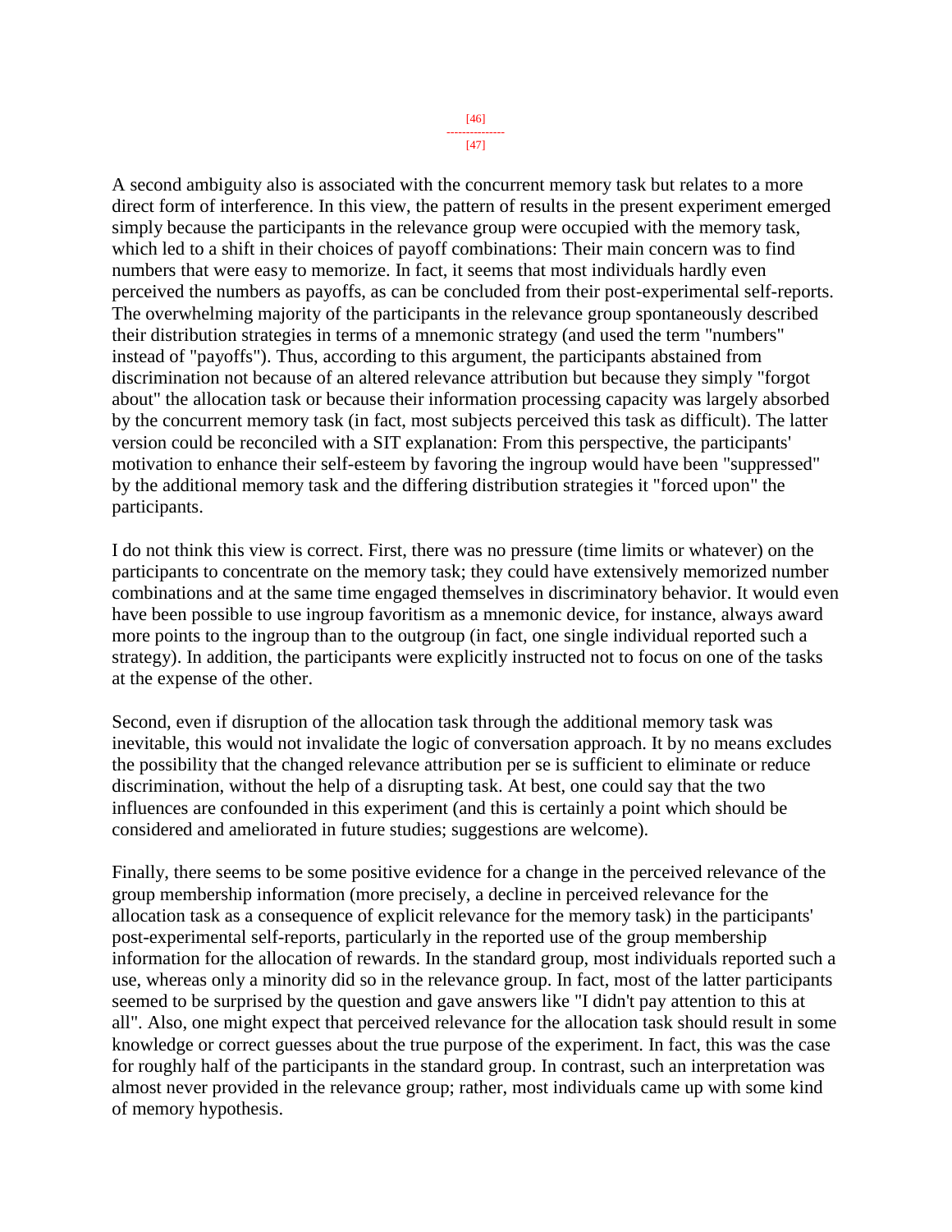A second ambiguity also is associated with the concurrent memory task but relates to a more direct form of interference. In this view, the pattern of results in the present experiment emerged simply because the participants in the relevance group were occupied with the memory task, which led to a shift in their choices of payoff combinations: Their main concern was to find numbers that were easy to memorize. In fact, it seems that most individuals hardly even perceived the numbers as payoffs, as can be concluded from their post-experimental self-reports. The overwhelming majority of the participants in the relevance group spontaneously described their distribution strategies in terms of a mnemonic strategy (and used the term "numbers" instead of "payoffs"). Thus, according to this argument, the participants abstained from discrimination not because of an altered relevance attribution but because they simply "forgot about" the allocation task or because their information processing capacity was largely absorbed by the concurrent memory task (in fact, most subjects perceived this task as difficult). The latter version could be reconciled with a SIT explanation: From this perspective, the participants' motivation to enhance their self-esteem by favoring the ingroup would have been "suppressed" by the additional memory task and the differing distribution strategies it "forced upon" the participants.

I do not think this view is correct. First, there was no pressure (time limits or whatever) on the participants to concentrate on the memory task; they could have extensively memorized number combinations and at the same time engaged themselves in discriminatory behavior. It would even have been possible to use ingroup favoritism as a mnemonic device, for instance, always award more points to the ingroup than to the outgroup (in fact, one single individual reported such a strategy). In addition, the participants were explicitly instructed not to focus on one of the tasks at the expense of the other.

Second, even if disruption of the allocation task through the additional memory task was inevitable, this would not invalidate the logic of conversation approach. It by no means excludes the possibility that the changed relevance attribution per se is sufficient to eliminate or reduce discrimination, without the help of a disrupting task. At best, one could say that the two influences are confounded in this experiment (and this is certainly a point which should be considered and ameliorated in future studies; suggestions are welcome).

Finally, there seems to be some positive evidence for a change in the perceived relevance of the group membership information (more precisely, a decline in perceived relevance for the allocation task as a consequence of explicit relevance for the memory task) in the participants' post-experimental self-reports, particularly in the reported use of the group membership information for the allocation of rewards. In the standard group, most individuals reported such a use, whereas only a minority did so in the relevance group. In fact, most of the latter participants seemed to be surprised by the question and gave answers like "I didn't pay attention to this at all". Also, one might expect that perceived relevance for the allocation task should result in some knowledge or correct guesses about the true purpose of the experiment. In fact, this was the case for roughly half of the participants in the standard group. In contrast, such an interpretation was almost never provided in the relevance group; rather, most individuals came up with some kind of memory hypothesis.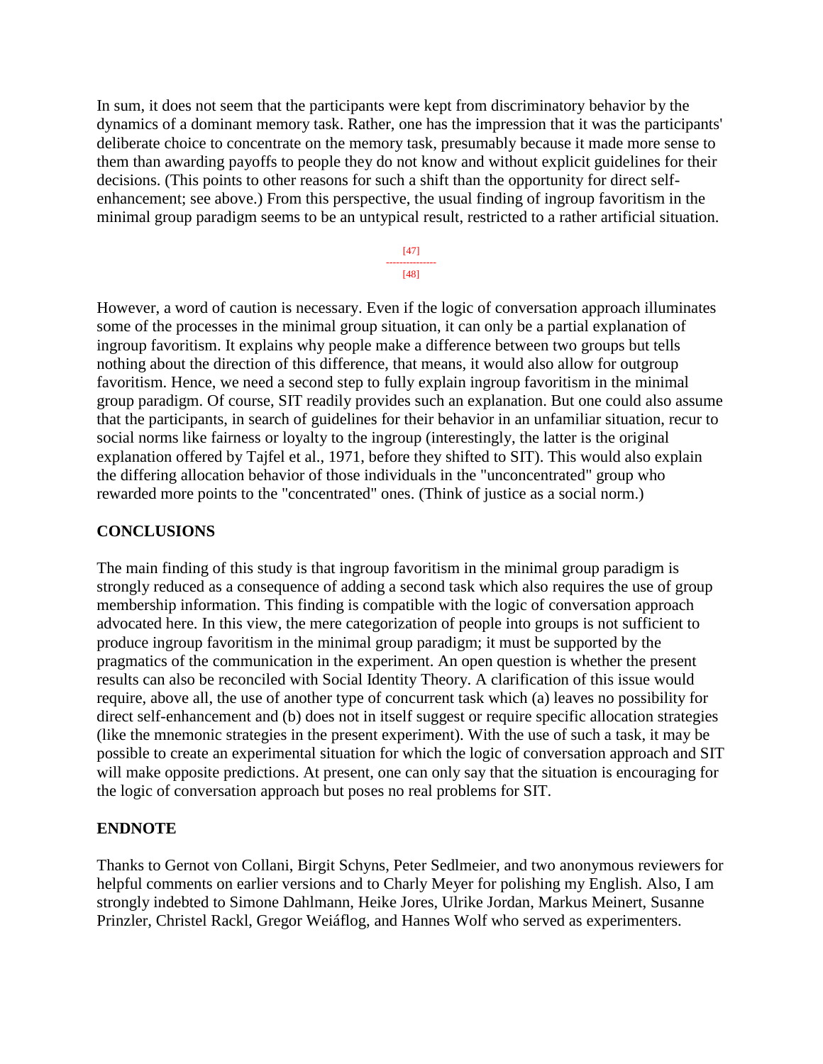In sum, it does not seem that the participants were kept from discriminatory behavior by the dynamics of a dominant memory task. Rather, one has the impression that it was the participants' deliberate choice to concentrate on the memory task, presumably because it made more sense to them than awarding payoffs to people they do not know and without explicit guidelines for their decisions. (This points to other reasons for such a shift than the opportunity for direct self-enhancement; see above.) From this perspective, the usual finding of ingroup favoritism in the minimal group paradigm seems to be an untypical result, restricted to a rather artificial situation.

However, a word of caution is necessary. Even if the logic of conversation approach illuminates some of the processes in the minimal group situation, it can only be a partial explanation of ingroup favoritism. It explains why people make a difference between two groups but tells nothing about the direction of this difference, that means, it would also allow for outgroup favoritism. Hence, we need a second step to fully explain ingroup favoritism in the minimal group paradigm. Of course, SIT readily provides such an explanation. But one could also assume that the participants, in search of guidelines for their behavior in an unfamiliar situation, recur to social norms like fairness or loyalty to the ingroup (interestingly, the latter is the original explanation offered by Tajfel et al., 1971, before they shifted to SIT). This would also explain the differing allocation behavior of those individuals in the "unconcentrated" group who rewarded more points to the "concentrated" ones. (Think of justice as a social norm.)

## CONCLUSIONS

The main finding of this study is that ingroup favoritism in the minimal group paradigm is strongly reduced as a consequence of adding a second task which also requires the use of group membership information. This finding is compatible with the logic of conversation approach advocated here. In this view, the mere categorization of people into groups is not sufficient to produce ingroup favoritism in the minimal group paradigm; it must be supported by the pragmatics of the communication in the experiment. An open question is whether the present results can also be reconciled with Social Identity Theory. A clarification of this issue would require, above all, the use of another type of concurrent task which (a) leaves no possibility for direct self-enhancement and (b) does not in itself suggest or require specific allocation strategies (like the mnemonic strategies in the present experiment). With the use of such a task, it may be possible to create an experimental situation for which the logic of conversation approach and SIT will make opposite predictions. At present, one can only say that the situation is encouraging for the logic of conversation approach but poses no real problems for SIT.

## ENDNOTE

Thanks to Gernot von Collani, Birgit Schyns, Peter Sedlmeier, and two anonymous reviewers for helpful comments on earlier versions and to Charly Meyer for polishing my English. Also, I am strongly indebted to Simone Dahlmann, Heike Jores, Ulrike Jordan, Markus Meinert, Susanne Prinzler, Christel Rackl, Gregor Weiáflog, and Hannes Wolf who served as experimenters.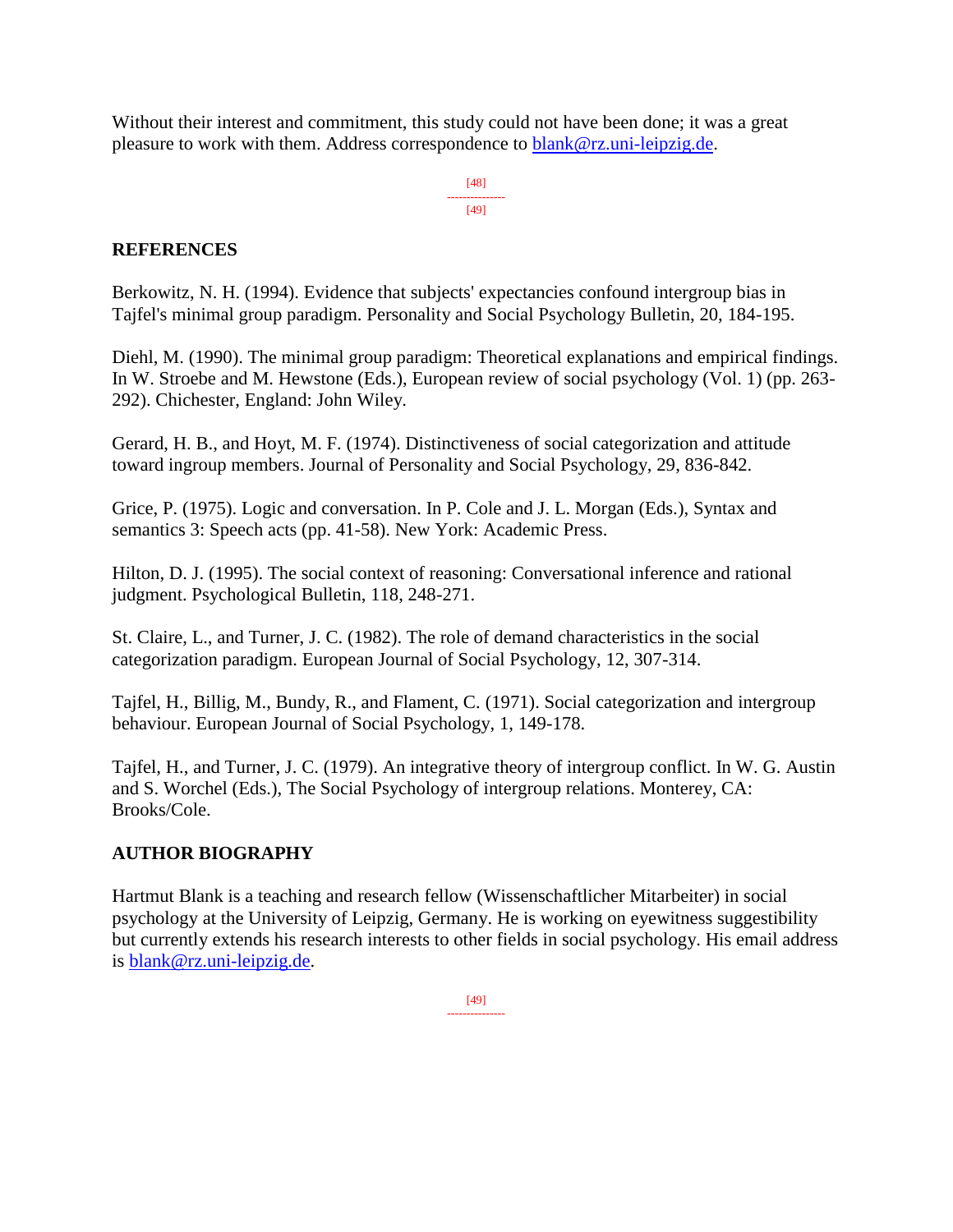Without their interest and commitment, this study could not have been done; it was a great pleasure to work with them. Address correspondence to blank@rz.uni-leipzig.de.

## REFERENCES

Berkowitz, N. H. (1994). Evidence that subjects' expectancies confound intergroup bias in Tajfel's minimal group paradigm. Personality and Social Psychology Bulletin, 20, 184-195.

Diehl, M. (1990). The minimal group paradigm: Theoretical explanations and empirical findings. In W. Stroebe and M. Hewstone (Eds.), European review of social psychology (Vol. 1) (pp. 263-292). Chichester, England: John Wiley.

Gerard, H. B., and Hoyt, M. F. (1974). Distinctiveness of social categorization and attitude toward ingroup members. Journal of Personality and Social Psychology, 29, 836-842.

Grice, P. (1975). Logic and conversation. In P. Cole and J. L. Morgan (Eds.), Syntax and semantics 3: Speech acts (pp. 41-58). New York: Academic Press.

Hilton, D. J. (1995). The social context of reasoning: Conversational inference and rational judgment. Psychological Bulletin, 118, 248-271.

St. Claire, L., and Turner, J. C. (1982). The role of demand characteristics in the social categorization paradigm. European Journal of Social Psychology, 12, 307-314.

Tajfel, H., Billig, M., Bundy, R., and Flament, C. (1971). Social categorization and intergroup behaviour. European Journal of Social Psychology, 1, 149-178.

Tajfel, H., and Turner, J. C. (1979). An integrative theory of intergroup conflict. In W. G. Austin and S. Worchel (Eds.), The Social Psychology of intergroup relations. Monterey, CA: Brooks/Cole.

## AUTHOR BIOGRAPHY

Hartmut Blank is a teaching and research fellow (Wissenschaftlicher Mitarbeiter) in social psychology at the University of Leipzig, Germany. He is working on eyewitness suggestibility but currently extends his research interests to other fields in social psychology. His email address is blank@rz.uni-leipzig.de.